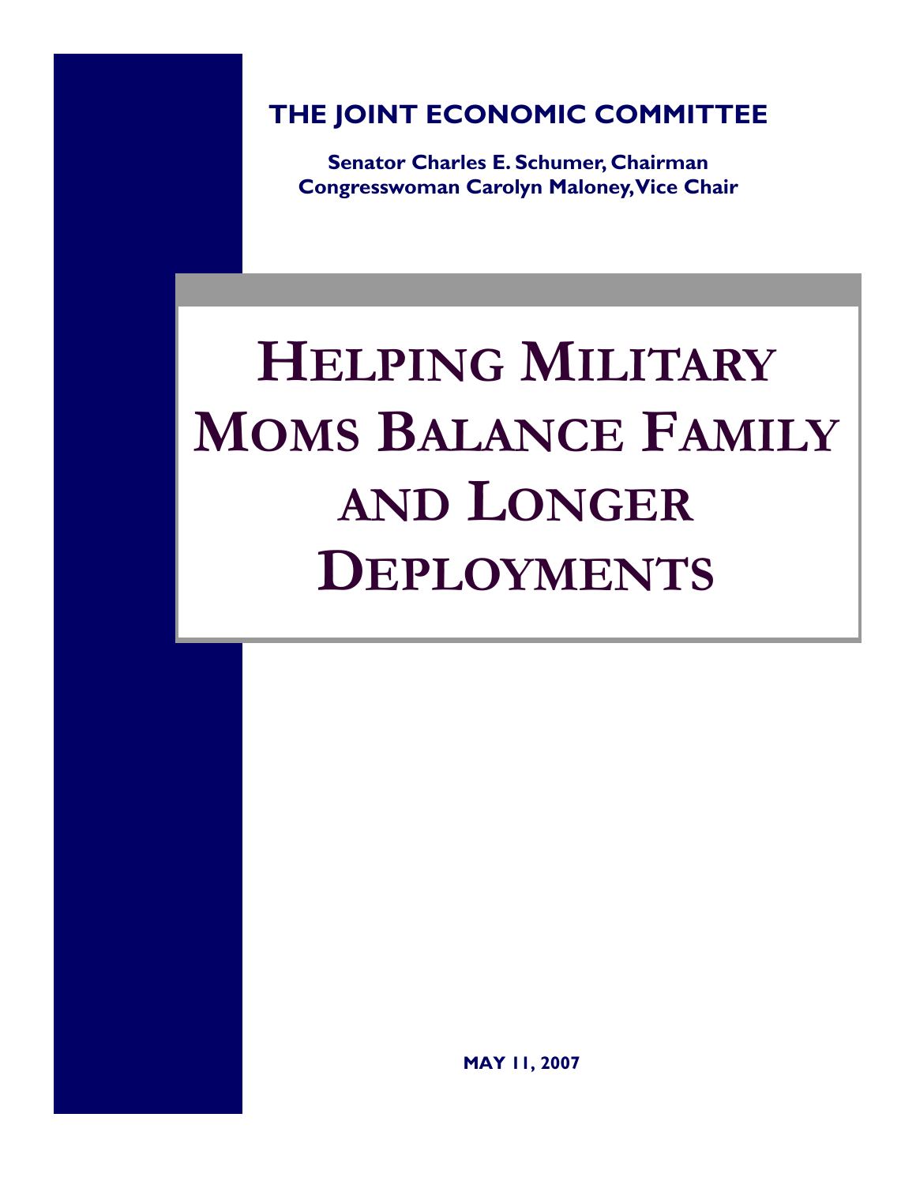## THE JOINT ECONOMIC COMMITTEE

**Senator Charles E. Schumer, Chairman**
**Congresswoman Carolyn Maloney, Vice Chair**

# HELPING MILITARY MOMS BALANCE FAMILY AND LONGER DEPLOYMENTS

**MAY 11, 2007**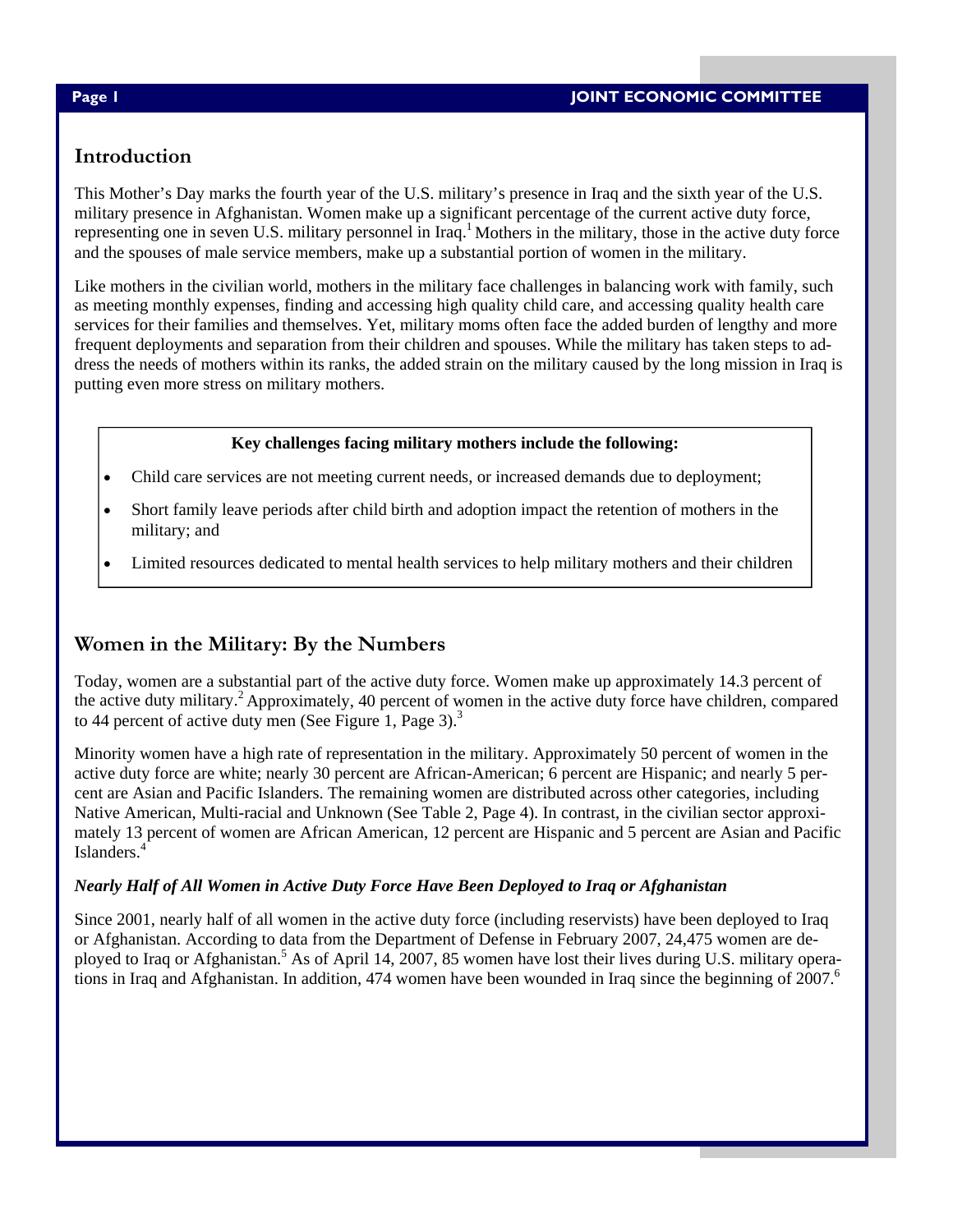## Introduction

This Mother's Day marks the fourth year of the U.S. military's presence in Iraq and the sixth year of the U.S. military presence in Afghanistan. Women make up a significant percentage of the current active duty force, representing one in seven U.S. military personnel in Iraq.[1] Mothers in the military, those in the active duty force and the spouses of male service members, make up a substantial portion of women in the military.

Like mothers in the civilian world, mothers in the military face challenges in balancing work with family, such as meeting monthly expenses, finding and accessing high quality child care, and accessing quality health care services for their families and themselves. Yet, military moms often face the added burden of lengthy and more frequent deployments and separation from their children and spouses. While the military has taken steps to address the needs of mothers within its ranks, the added strain on the military caused by the long mission in Iraq is putting even more stress on military mothers.

**Key challenges facing military mothers include the following:**

- Child care services are not meeting current needs, or increased demands due to deployment;
- Short family leave periods after child birth and adoption impact the retention of mothers in the military; and
- Limited resources dedicated to mental health services to help military mothers and their children

## Women in the Military: By the Numbers

Today, women are a substantial part of the active duty force. Women make up approximately 14.3 percent of the active duty military.[2] Approximately, 40 percent of women in the active duty force have children, compared to 44 percent of active duty men (See Figure 1, Page 3).[3]

Minority women have a high rate of representation in the military. Approximately 50 percent of women in the active duty force are white; nearly 30 percent are African-American; 6 percent are Hispanic; and nearly 5 percent are Asian and Pacific Islanders. The remaining women are distributed across other categories, including Native American, Multi-racial and Unknown (See Table 2, Page 4). In contrast, in the civilian sector approximately 13 percent of women are African American, 12 percent are Hispanic and 5 percent are Asian and Pacific Islanders.[4]

### *Nearly Half of All Women in Active Duty Force Have Been Deployed to Iraq or Afghanistan*

Since 2001, nearly half of all women in the active duty force (including reservists) have been deployed to Iraq or Afghanistan. According to data from the Department of Defense in February 2007, 24,475 women are deployed to Iraq or Afghanistan.[5] As of April 14, 2007, 85 women have lost their lives during U.S. military operations in Iraq and Afghanistan. In addition, 474 women have been wounded in Iraq since the beginning of 2007.[6]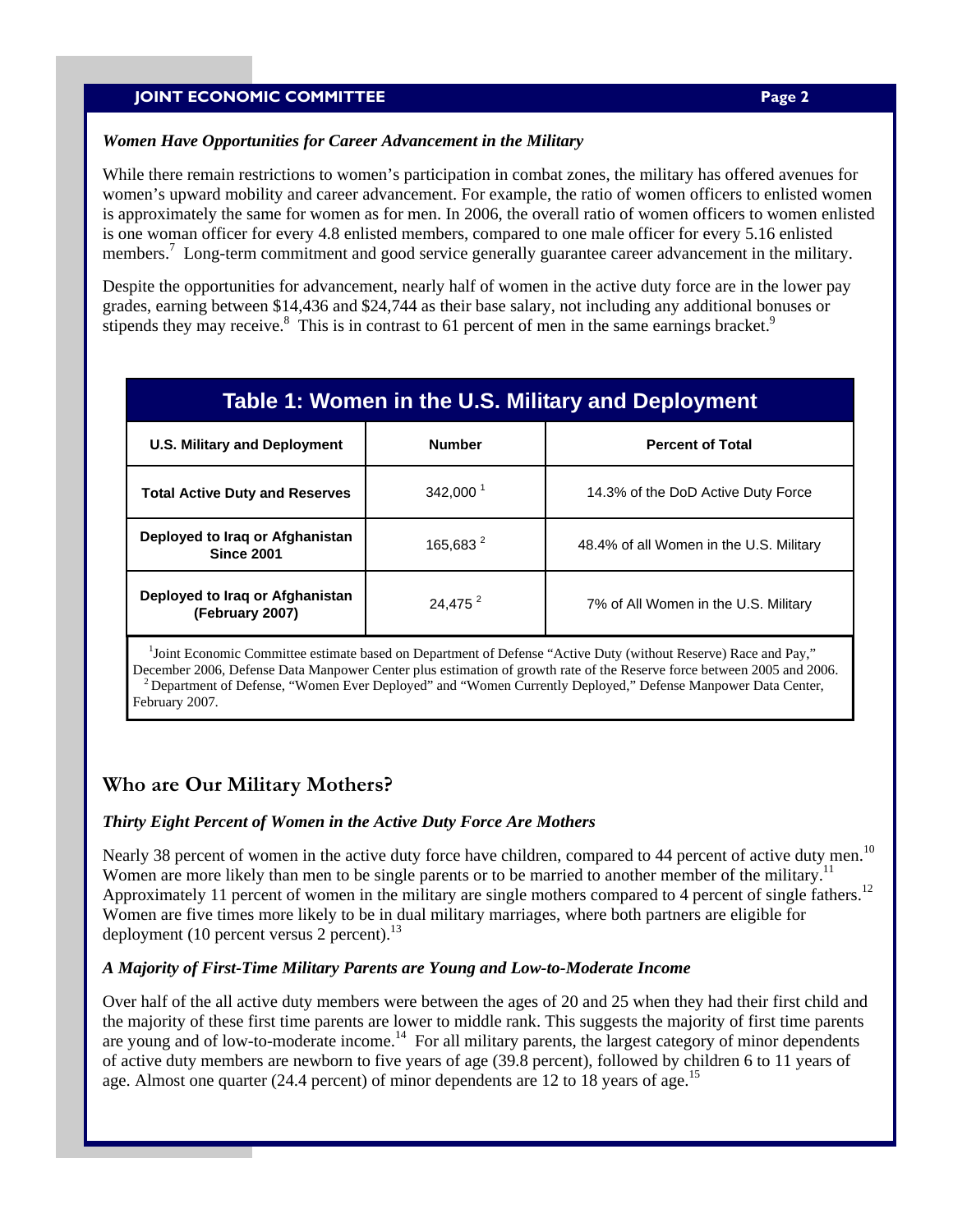### *Women Have Opportunities for Career Advancement in the Military*

While there remain restrictions to women's participation in combat zones, the military has offered avenues for women's upward mobility and career advancement. For example, the ratio of women officers to enlisted women is approximately the same for women as for men. In 2006, the overall ratio of women officers to women enlisted is one woman officer for every 4.8 enlisted members, compared to one male officer for every 5.16 enlisted members.[7] Long-term commitment and good service generally guarantee career advancement in the military.

Despite the opportunities for advancement, nearly half of women in the active duty force are in the lower pay grades, earning between $14,436 and $24,744 as their base salary, not including any additional bonuses or stipends they may receive.[8] This is in contrast to 61 percent of men in the same earnings bracket.[9]

**Table 1: Women in the U.S. Military and Deployment**

| U.S. Military and Deployment | Number | Percent of Total |
|---|---|---|
| Total Active Duty and Reserves | 342,000 [1] | 14.3% of the DoD Active Duty Force |
| Deployed to Iraq or Afghanistan Since 2001 | 165,683 [2] | 48.4% of all Women in the U.S. Military |
| Deployed to Iraq or Afghanistan (February 2007) | 24,475 [2] | 7% of All Women in the U.S. Military |

[1] Joint Economic Committee estimate based on Department of Defense "Active Duty (without Reserve) Race and Pay," December 2006, Defense Data Manpower Center plus estimation of growth rate of the Reserve force between 2005 and 2006.
[2] Department of Defense, "Women Ever Deployed" and "Women Currently Deployed," Defense Manpower Data Center, February 2007.

## Who are Our Military Mothers?

### *Thirty Eight Percent of Women in the Active Duty Force Are Mothers*

Nearly 38 percent of women in the active duty force have children, compared to 44 percent of active duty men.[10] Women are more likely than men to be single parents or to be married to another member of the military.[11] Approximately 11 percent of women in the military are single mothers compared to 4 percent of single fathers.[12] Women are five times more likely to be in dual military marriages, where both partners are eligible for deployment (10 percent versus 2 percent).[13]

### *A Majority of First-Time Military Parents are Young and Low-to-Moderate Income*

Over half of the all active duty members were between the ages of 20 and 25 when they had their first child and the majority of these first time parents are lower to middle rank. This suggests the majority of first time parents are young and of low-to-moderate income.[14] For all military parents, the largest category of minor dependents of active duty members are newborn to five years of age (39.8 percent), followed by children 6 to 11 years of age. Almost one quarter (24.4 percent) of minor dependents are 12 to 18 years of age.[15]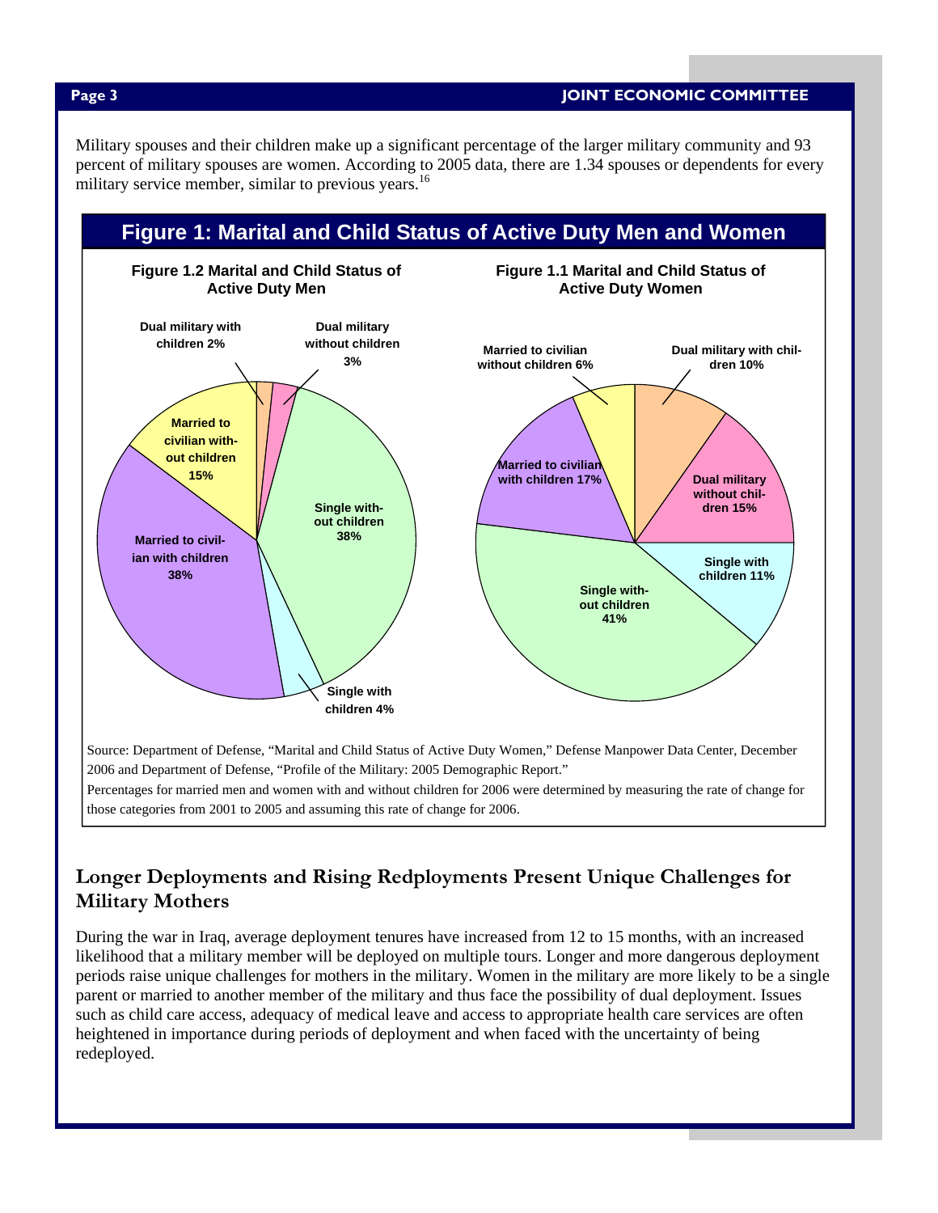Military spouses and their children make up a significant percentage of the larger military community and 93 percent of military spouses are women. According to 2005 data, there are 1.34 spouses or dependents for every military service member, similar to previous years.[16]

## Figure 1: Marital and Child Status of Active Duty Men and Women

**Figure 1.2 Marital and Child Status of Active Duty Men**

| Category | Percent |
|---|---|
| Dual military with children | 2% |
| Dual military without children | 3% |
| Single without children | 38% |
| Single with children | 4% |
| Married to civilian with children | 38% |
| Married to civilian without children | 15% |

**Figure 1.1 Marital and Child Status of Active Duty Women**

| Category | Percent |
|---|---|
| Dual military with children | 10% |
| Dual military without children | 15% |
| Single with children | 11% |
| Single without children | 41% |
| Married to civilian with children | 17% |
| Married to civilian without children | 6% |

Source: Department of Defense, "Marital and Child Status of Active Duty Women," Defense Manpower Data Center, December 2006 and Department of Defense, "Profile of the Military: 2005 Demographic Report."

Percentages for married men and women with and without children for 2006 were determined by measuring the rate of change for those categories from 2001 to 2005 and assuming this rate of change for 2006.

## Longer Deployments and Rising Redployments Present Unique Challenges for Military Mothers

During the war in Iraq, average deployment tenures have increased from 12 to 15 months, with an increased likelihood that a military member will be deployed on multiple tours. Longer and more dangerous deployment periods raise unique challenges for mothers in the military. Women in the military are more likely to be a single parent or married to another member of the military and thus face the possibility of dual deployment. Issues such as child care access, adequacy of medical leave and access to appropriate health care services are often heightened in importance during periods of deployment and when faced with the uncertainty of being redeployed.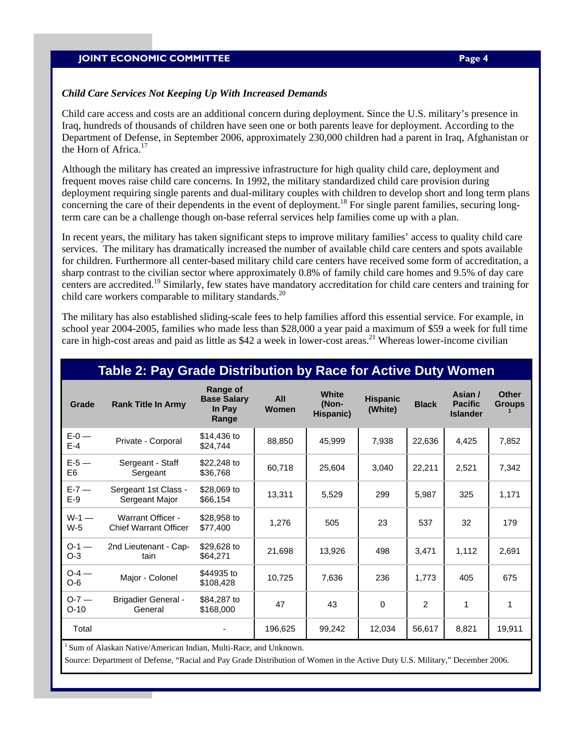### *Child Care Services Not Keeping Up With Increased Demands*

Child care access and costs are an additional concern during deployment. Since the U.S. military's presence in Iraq, hundreds of thousands of children have seen one or both parents leave for deployment. According to the Department of Defense, in September 2006, approximately 230,000 children had a parent in Iraq, Afghanistan or the Horn of Africa.[17]

Although the military has created an impressive infrastructure for high quality child care, deployment and frequent moves raise child care concerns. In 1992, the military standardized child care provision during deployment requiring single parents and dual-military couples with children to develop short and long term plans concerning the care of their dependents in the event of deployment.[18] For single parent families, securing long-term care can be a challenge though on-base referral services help families come up with a plan.

In recent years, the military has taken significant steps to improve military families' access to quality child care services. The military has dramatically increased the number of available child care centers and spots available for children. Furthermore all center-based military child care centers have received some form of accreditation, a sharp contrast to the civilian sector where approximately 0.8% of family child care homes and 9.5% of day care centers are accredited.[19] Similarly, few states have mandatory accreditation for child care centers and training for child care workers comparable to military standards.[20]

The military has also established sliding-scale fees to help families afford this essential service. For example, in school year 2004-2005, families who made less than $28,000 a year paid a maximum of $59 a week for full time care in high-cost areas and paid as little as $42 a week in lower-cost areas.[21] Whereas lower-income civilian

**Table 2: Pay Grade Distribution by Race for Active Duty Women**

| Grade | Rank Title In Army | Range of Base Salary In Pay Range | All Women | White (Non-Hispanic) | Hispanic (White) | Black | Asian / Pacific Islander | Other Groups [1] |
|---|---|---|---|---|---|---|---|---|
| E-0 — E-4 | Private - Corporal | $14,436 to $24,744 | 88,850 | 45,999 | 7,938 | 22,636 | 4,425 | 7,852 |
| E-5 — E6 | Sergeant - Staff Sergeant | $22,248 to $36,768 | 60,718 | 25,604 | 3,040 | 22,211 | 2,521 | 7,342 |
| E-7 — E-9 | Sergeant 1st Class - Sergeant Major | $28,069 to $66,154 | 13,311 | 5,529 | 299 | 5,987 | 325 | 1,171 |
| W-1 — W-5 | Warrant Officer - Chief Warrant Officer | $28,958 to $77,400 | 1,276 | 505 | 23 | 537 | 32 | 179 |
| O-1 — O-3 | 2nd Lieutenant - Captain | $29,628 to $64,271 | 21,698 | 13,926 | 498 | 3,471 | 1,112 | 2,691 |
| O-4 — O-6 | Major - Colonel | $44935 to $108,428 | 10,725 | 7,636 | 236 | 1,773 | 405 | 675 |
| O-7 — O-10 | Brigadier General - General | $84,287 to $168,000 | 47 | 43 | 0 | 2 | 1 | 1 |
| Total | | - | 196,625 | 99,242 | 12,034 | 56,617 | 8,821 | 19,911 |

[1] Sum of Alaskan Native/American Indian, Multi-Race, and Unknown.

Source: Department of Defense, "Racial and Pay Grade Distribution of Women in the Active Duty U.S. Military," December 2006.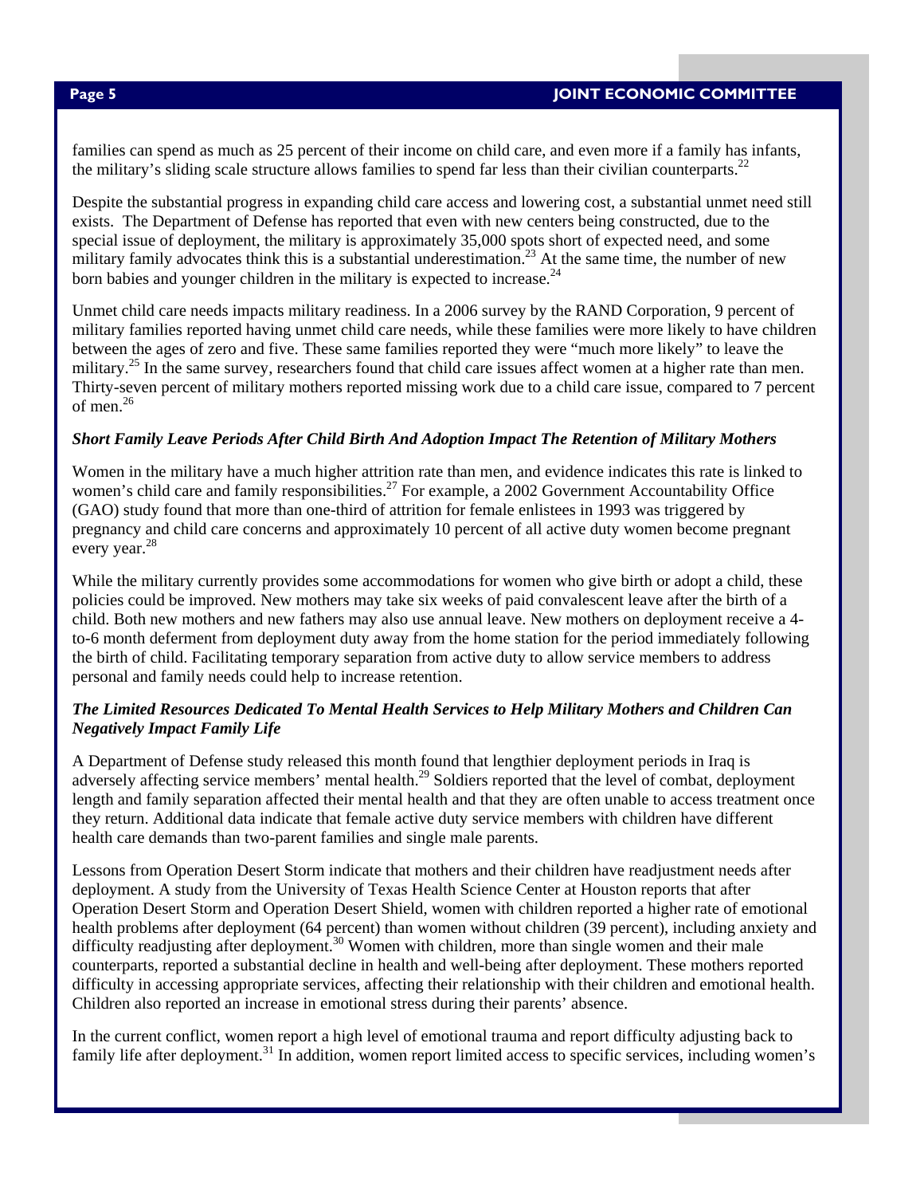families can spend as much as 25 percent of their income on child care, and even more if a family has infants, the military's sliding scale structure allows families to spend far less than their civilian counterparts.[22]

Despite the substantial progress in expanding child care access and lowering cost, a substantial unmet need still exists. The Department of Defense has reported that even with new centers being constructed, due to the special issue of deployment, the military is approximately 35,000 spots short of expected need, and some military family advocates think this is a substantial underestimation.[23] At the same time, the number of new born babies and younger children in the military is expected to increase.[24]

Unmet child care needs impacts military readiness. In a 2006 survey by the RAND Corporation, 9 percent of military families reported having unmet child care needs, while these families were more likely to have children between the ages of zero and five. These same families reported they were "much more likely" to leave the military.[25] In the same survey, researchers found that child care issues affect women at a higher rate than men. Thirty-seven percent of military mothers reported missing work due to a child care issue, compared to 7 percent of men.[26]

### *Short Family Leave Periods After Child Birth And Adoption Impact The Retention of Military Mothers*

Women in the military have a much higher attrition rate than men, and evidence indicates this rate is linked to women's child care and family responsibilities.[27] For example, a 2002 Government Accountability Office (GAO) study found that more than one-third of attrition for female enlistees in 1993 was triggered by pregnancy and child care concerns and approximately 10 percent of all active duty women become pregnant every year.[28]

While the military currently provides some accommodations for women who give birth or adopt a child, these policies could be improved. New mothers may take six weeks of paid convalescent leave after the birth of a child. Both new mothers and new fathers may also use annual leave. New mothers on deployment receive a 4-to-6 month deferment from deployment duty away from the home station for the period immediately following the birth of child. Facilitating temporary separation from active duty to allow service members to address personal and family needs could help to increase retention.

### *The Limited Resources Dedicated To Mental Health Services to Help Military Mothers and Children Can Negatively Impact Family Life*

A Department of Defense study released this month found that lengthier deployment periods in Iraq is adversely affecting service members' mental health.[29] Soldiers reported that the level of combat, deployment length and family separation affected their mental health and that they are often unable to access treatment once they return. Additional data indicate that female active duty service members with children have different health care demands than two-parent families and single male parents.

Lessons from Operation Desert Storm indicate that mothers and their children have readjustment needs after deployment. A study from the University of Texas Health Science Center at Houston reports that after Operation Desert Storm and Operation Desert Shield, women with children reported a higher rate of emotional health problems after deployment (64 percent) than women without children (39 percent), including anxiety and difficulty readjusting after deployment.[30] Women with children, more than single women and their male counterparts, reported a substantial decline in health and well-being after deployment. These mothers reported difficulty in accessing appropriate services, affecting their relationship with their children and emotional health. Children also reported an increase in emotional stress during their parents' absence.

In the current conflict, women report a high level of emotional trauma and report difficulty adjusting back to family life after deployment.[31] In addition, women report limited access to specific services, including women's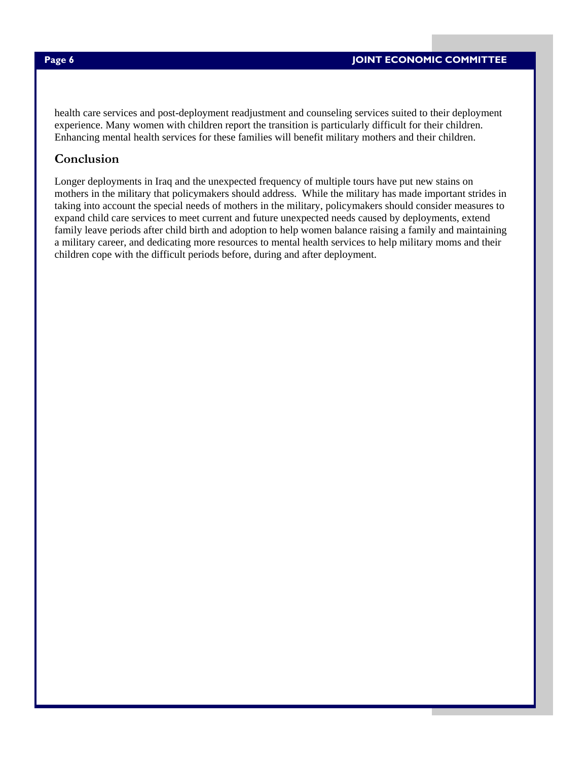health care services and post-deployment readjustment and counseling services suited to their deployment experience. Many women with children report the transition is particularly difficult for their children. Enhancing mental health services for these families will benefit military mothers and their children.

## Conclusion

Longer deployments in Iraq and the unexpected frequency of multiple tours have put new stains on mothers in the military that policymakers should address. While the military has made important strides in taking into account the special needs of mothers in the military, policymakers should consider measures to expand child care services to meet current and future unexpected needs caused by deployments, extend family leave periods after child birth and adoption to help women balance raising a family and maintaining a military career, and dedicating more resources to mental health services to help military moms and their children cope with the difficult periods before, during and after deployment.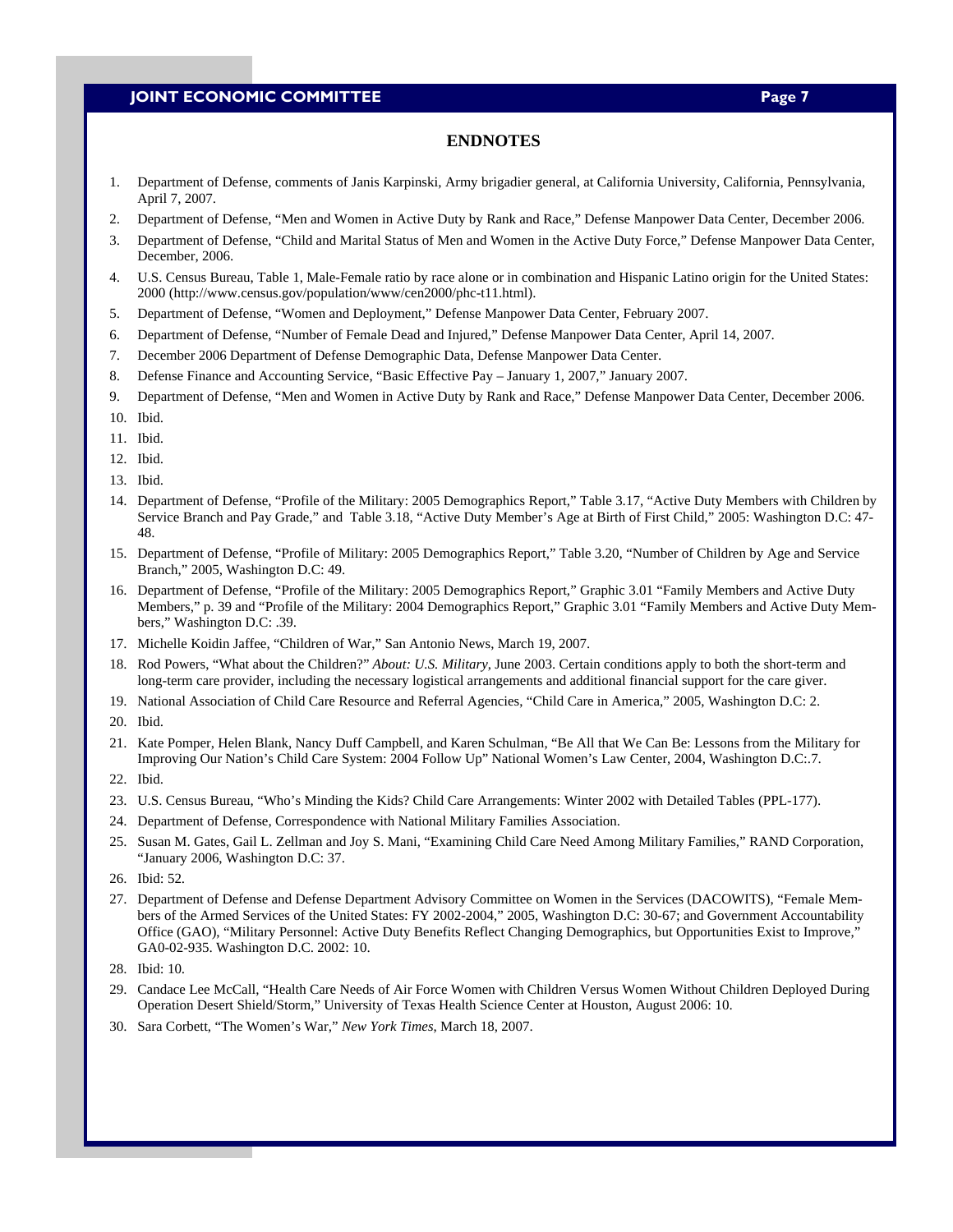## ENDNOTES

1. Department of Defense, comments of Janis Karpinski, Army brigadier general, at California University, California, Pennsylvania, April 7, 2007.
2. Department of Defense, "Men and Women in Active Duty by Rank and Race," Defense Manpower Data Center, December 2006.
3. Department of Defense, "Child and Marital Status of Men and Women in the Active Duty Force," Defense Manpower Data Center, December, 2006.
4. U.S. Census Bureau, Table 1, Male-Female ratio by race alone or in combination and Hispanic Latino origin for the United States: 2000 (http://www.census.gov/population/www/cen2000/phc-t11.html).
5. Department of Defense, "Women and Deployment," Defense Manpower Data Center, February 2007.
6. Department of Defense, "Number of Female Dead and Injured," Defense Manpower Data Center, April 14, 2007.
7. December 2006 Department of Defense Demographic Data, Defense Manpower Data Center.
8. Defense Finance and Accounting Service, "Basic Effective Pay – January 1, 2007," January 2007.
9. Department of Defense, "Men and Women in Active Duty by Rank and Race," Defense Manpower Data Center, December 2006.
10. Ibid.
11. Ibid.
12. Ibid.
13. Ibid.
14. Department of Defense, "Profile of the Military: 2005 Demographics Report," Table 3.17, "Active Duty Members with Children by Service Branch and Pay Grade," and Table 3.18, "Active Duty Member's Age at Birth of First Child," 2005: Washington D.C: 47-48.
15. Department of Defense, "Profile of Military: 2005 Demographics Report," Table 3.20, "Number of Children by Age and Service Branch," 2005, Washington D.C: 49.
16. Department of Defense, "Profile of the Military: 2005 Demographics Report," Graphic 3.01 "Family Members and Active Duty Members," p. 39 and "Profile of the Military: 2004 Demographics Report," Graphic 3.01 "Family Members and Active Duty Members," Washington D.C: .39.
17. Michelle Koidin Jaffee, "Children of War," San Antonio News, March 19, 2007.
18. Rod Powers, "What about the Children?" *About: U.S. Military*, June 2003. Certain conditions apply to both the short-term and long-term care provider, including the necessary logistical arrangements and additional financial support for the care giver.
19. National Association of Child Care Resource and Referral Agencies, "Child Care in America," 2005, Washington D.C: 2.
20. Ibid.
21. Kate Pomper, Helen Blank, Nancy Duff Campbell, and Karen Schulman, "Be All that We Can Be: Lessons from the Military for Improving Our Nation's Child Care System: 2004 Follow Up" National Women's Law Center, 2004, Washington D.C:.7.
22. Ibid.
23. U.S. Census Bureau, "Who's Minding the Kids? Child Care Arrangements: Winter 2002 with Detailed Tables (PPL-177).
24. Department of Defense, Correspondence with National Military Families Association.
25. Susan M. Gates, Gail L. Zellman and Joy S. Mani, "Examining Child Care Need Among Military Families," RAND Corporation, "January 2006, Washington D.C: 37.
26. Ibid: 52.
27. Department of Defense and Defense Department Advisory Committee on Women in the Services (DACOWITS), "Female Members of the Armed Services of the United States: FY 2002-2004," 2005, Washington D.C: 30-67; and Government Accountability Office (GAO), "Military Personnel: Active Duty Benefits Reflect Changing Demographics, but Opportunities Exist to Improve," GA0-02-935. Washington D.C. 2002: 10.
28. Ibid: 10.
29. Candace Lee McCall, "Health Care Needs of Air Force Women with Children Versus Women Without Children Deployed During Operation Desert Shield/Storm," University of Texas Health Science Center at Houston, August 2006: 10.
30. Sara Corbett, "The Women's War," *New York Times*, March 18, 2007.